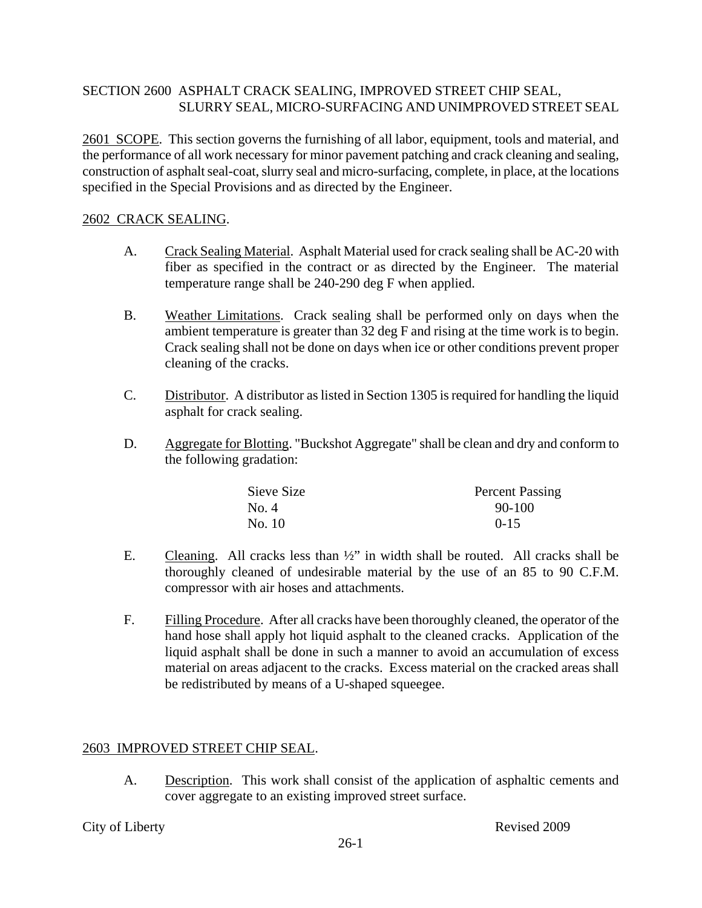# SECTION 2600 ASPHALT CRACK SEALING, IMPROVED STREET CHIP SEAL, SLURRY SEAL, MICRO-SURFACING AND UNIMPROVED STREET SEAL

2601 SCOPE. This section governs the furnishing of all labor, equipment, tools and material, and the performance of all work necessary for minor pavement patching and crack cleaning and sealing, construction of asphalt seal-coat, slurry seal and micro-surfacing, complete, in place, at the locations specified in the Special Provisions and as directed by the Engineer.

## 2602 CRACK SEALING.

A. Crack Sealing Material. Asphalt Material used for crack sealing shall be AC-20 with fiber as specified in the contract or as directed by the Engineer. The material temperature range shall be 240-290 deg F when applied.

B. Weather Limitations. Crack sealing shall be performed only on days when the ambient temperature is greater than 32 deg F and rising at the time work is to begin. Crack sealing shall not be done on days when ice or other conditions prevent proper cleaning of the cracks.

C. Distributor. A distributor as listed in Section 1305 is required for handling the liquid asphalt for crack sealing.

D. Aggregate for Blotting. "Buckshot Aggregate" shall be clean and dry and conform to the following gradation:

| Sieve Size | Percent Passing |
| --- | --- |
| No. 4 | 90-100 |
| No. 10 | 0-15 |

E. Cleaning. All cracks less than ½" in width shall be routed. All cracks shall be thoroughly cleaned of undesirable material by the use of an 85 to 90 C.F.M. compressor with air hoses and attachments.

F. Filling Procedure. After all cracks have been thoroughly cleaned, the operator of the hand hose shall apply hot liquid asphalt to the cleaned cracks. Application of the liquid asphalt shall be done in such a manner to avoid an accumulation of excess material on areas adjacent to the cracks. Excess material on the cracked areas shall be redistributed by means of a U-shaped squeegee.

## 2603 IMPROVED STREET CHIP SEAL.

A. Description. This work shall consist of the application of asphaltic cements and cover aggregate to an existing improved street surface.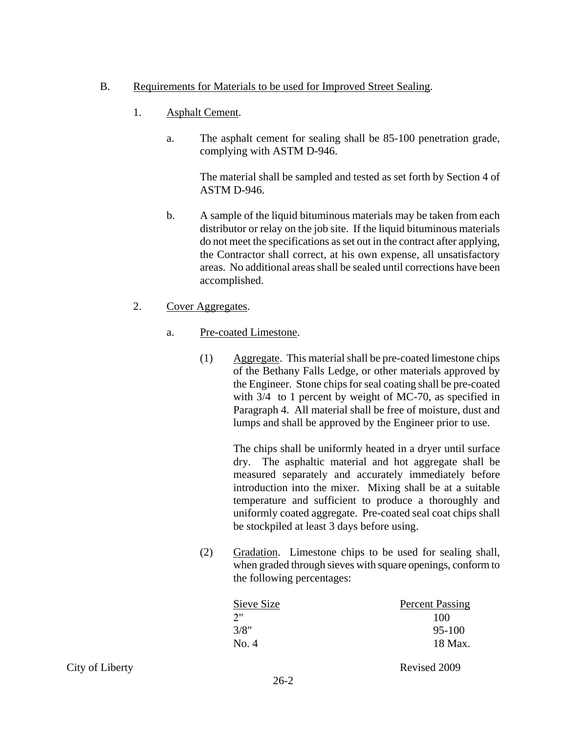B. Requirements for Materials to be used for Improved Street Sealing.

1. Asphalt Cement.

a. The asphalt cement for sealing shall be 85-100 penetration grade, complying with ASTM D-946.

The material shall be sampled and tested as set forth by Section 4 of ASTM D-946.

b. A sample of the liquid bituminous materials may be taken from each distributor or relay on the job site. If the liquid bituminous materials do not meet the specifications as set out in the contract after applying, the Contractor shall correct, at his own expense, all unsatisfactory areas. No additional areas shall be sealed until corrections have been accomplished.

2. Cover Aggregates.

a. Pre-coated Limestone.

(1) Aggregate. This material shall be pre-coated limestone chips of the Bethany Falls Ledge, or other materials approved by the Engineer. Stone chips for seal coating shall be pre-coated with 3/4 to 1 percent by weight of MC-70, as specified in Paragraph 4. All material shall be free of moisture, dust and lumps and shall be approved by the Engineer prior to use.

The chips shall be uniformly heated in a dryer until surface dry. The asphaltic material and hot aggregate shall be measured separately and accurately immediately before introduction into the mixer. Mixing shall be at a suitable temperature and sufficient to produce a thoroughly and uniformly coated aggregate. Pre-coated seal coat chips shall be stockpiled at least 3 days before using.

(2) Gradation. Limestone chips to be used for sealing shall, when graded through sieves with square openings, conform to the following percentages:

| Sieve Size | Percent Passing |
|---|---|
| 2" | 100 |
| 3/8" | 95-100 |
| No. 4 | 18 Max. |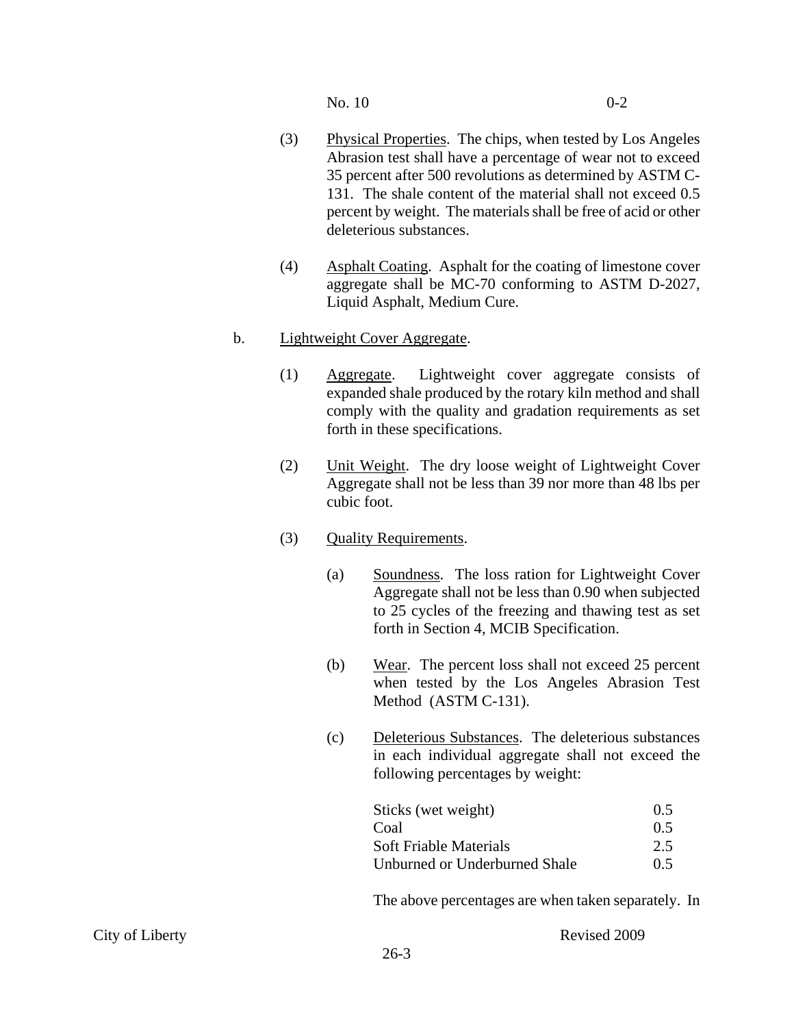| No. 10 | 0-2 |
|---|---|

(3) Physical Properties. The chips, when tested by Los Angeles Abrasion test shall have a percentage of wear not to exceed 35 percent after 500 revolutions as determined by ASTM C-131. The shale content of the material shall not exceed 0.5 percent by weight. The materials shall be free of acid or other deleterious substances.

(4) Asphalt Coating. Asphalt for the coating of limestone cover aggregate shall be MC-70 conforming to ASTM D-2027, Liquid Asphalt, Medium Cure.

b. Lightweight Cover Aggregate.

(1) Aggregate. Lightweight cover aggregate consists of expanded shale produced by the rotary kiln method and shall comply with the quality and gradation requirements as set forth in these specifications.

(2) Unit Weight. The dry loose weight of Lightweight Cover Aggregate shall not be less than 39 nor more than 48 lbs per cubic foot.

(3) Quality Requirements.

(a) Soundness. The loss ration for Lightweight Cover Aggregate shall not be less than 0.90 when subjected to 25 cycles of the freezing and thawing test as set forth in Section 4, MCIB Specification.

(b) Wear. The percent loss shall not exceed 25 percent when tested by the Los Angeles Abrasion Test Method (ASTM C-131).

(c) Deleterious Substances. The deleterious substances in each individual aggregate shall not exceed the following percentages by weight:

| Substance | Percent |
|---|---|
| Sticks (wet weight) | 0.5 |
| Coal | 0.5 |
| Soft Friable Materials | 2.5 |
| Unburned or Underburned Shale | 0.5 |

The above percentages are when taken separately. In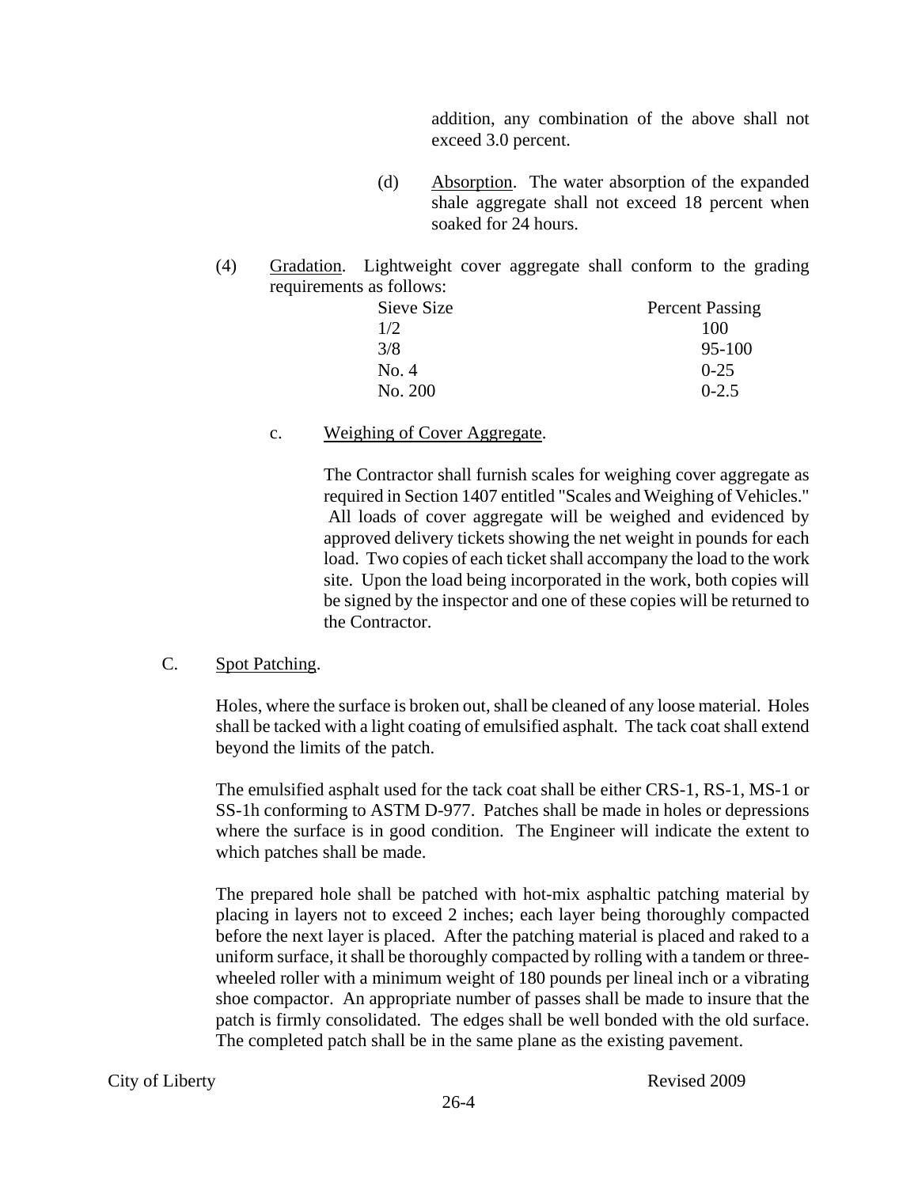addition, any combination of the above shall not exceed 3.0 percent.

(d) Absorption. The water absorption of the expanded shale aggregate shall not exceed 18 percent when soaked for 24 hours.

(4) Gradation. Lightweight cover aggregate shall conform to the grading requirements as follows:

| Sieve Size | Percent Passing |
|---|---|
| 1/2 | 100 |
| 3/8 | 95-100 |
| No. 4 | 0-25 |
| No. 200 | 0-2.5 |

c. Weighing of Cover Aggregate.

The Contractor shall furnish scales for weighing cover aggregate as required in Section 1407 entitled "Scales and Weighing of Vehicles." All loads of cover aggregate will be weighed and evidenced by approved delivery tickets showing the net weight in pounds for each load. Two copies of each ticket shall accompany the load to the work site. Upon the load being incorporated in the work, both copies will be signed by the inspector and one of these copies will be returned to the Contractor.

C. Spot Patching.

Holes, where the surface is broken out, shall be cleaned of any loose material. Holes shall be tacked with a light coating of emulsified asphalt. The tack coat shall extend beyond the limits of the patch.

The emulsified asphalt used for the tack coat shall be either CRS-1, RS-1, MS-1 or SS-1h conforming to ASTM D-977. Patches shall be made in holes or depressions where the surface is in good condition. The Engineer will indicate the extent to which patches shall be made.

The prepared hole shall be patched with hot-mix asphaltic patching material by placing in layers not to exceed 2 inches; each layer being thoroughly compacted before the next layer is placed. After the patching material is placed and raked to a uniform surface, it shall be thoroughly compacted by rolling with a tandem or three-wheeled roller with a minimum weight of 180 pounds per lineal inch or a vibrating shoe compactor. An appropriate number of passes shall be made to insure that the patch is firmly consolidated. The edges shall be well bonded with the old surface. The completed patch shall be in the same plane as the existing pavement.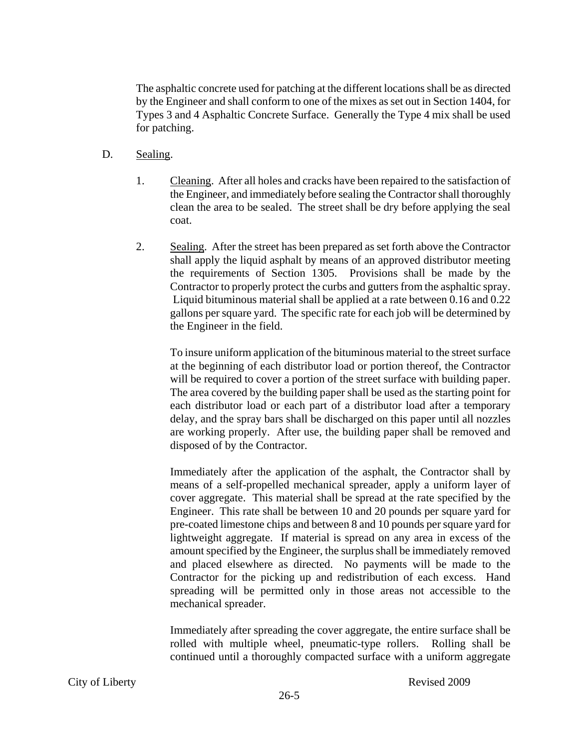The asphaltic concrete used for patching at the different locations shall be as directed by the Engineer and shall conform to one of the mixes as set out in Section 1404, for Types 3 and 4 Asphaltic Concrete Surface. Generally the Type 4 mix shall be used for patching.

D. Sealing.

1. Cleaning. After all holes and cracks have been repaired to the satisfaction of the Engineer, and immediately before sealing the Contractor shall thoroughly clean the area to be sealed. The street shall be dry before applying the seal coat.

2. Sealing. After the street has been prepared as set forth above the Contractor shall apply the liquid asphalt by means of an approved distributor meeting the requirements of Section 1305. Provisions shall be made by the Contractor to properly protect the curbs and gutters from the asphaltic spray. Liquid bituminous material shall be applied at a rate between 0.16 and 0.22 gallons per square yard. The specific rate for each job will be determined by the Engineer in the field.

   To insure uniform application of the bituminous material to the street surface at the beginning of each distributor load or portion thereof, the Contractor will be required to cover a portion of the street surface with building paper. The area covered by the building paper shall be used as the starting point for each distributor load or each part of a distributor load after a temporary delay, and the spray bars shall be discharged on this paper until all nozzles are working properly. After use, the building paper shall be removed and disposed of by the Contractor.

   Immediately after the application of the asphalt, the Contractor shall by means of a self-propelled mechanical spreader, apply a uniform layer of cover aggregate. This material shall be spread at the rate specified by the Engineer. This rate shall be between 10 and 20 pounds per square yard for pre-coated limestone chips and between 8 and 10 pounds per square yard for lightweight aggregate. If material is spread on any area in excess of the amount specified by the Engineer, the surplus shall be immediately removed and placed elsewhere as directed. No payments will be made to the Contractor for the picking up and redistribution of each excess. Hand spreading will be permitted only in those areas not accessible to the mechanical spreader.

   Immediately after spreading the cover aggregate, the entire surface shall be rolled with multiple wheel, pneumatic-type rollers. Rolling shall be continued until a thoroughly compacted surface with a uniform aggregate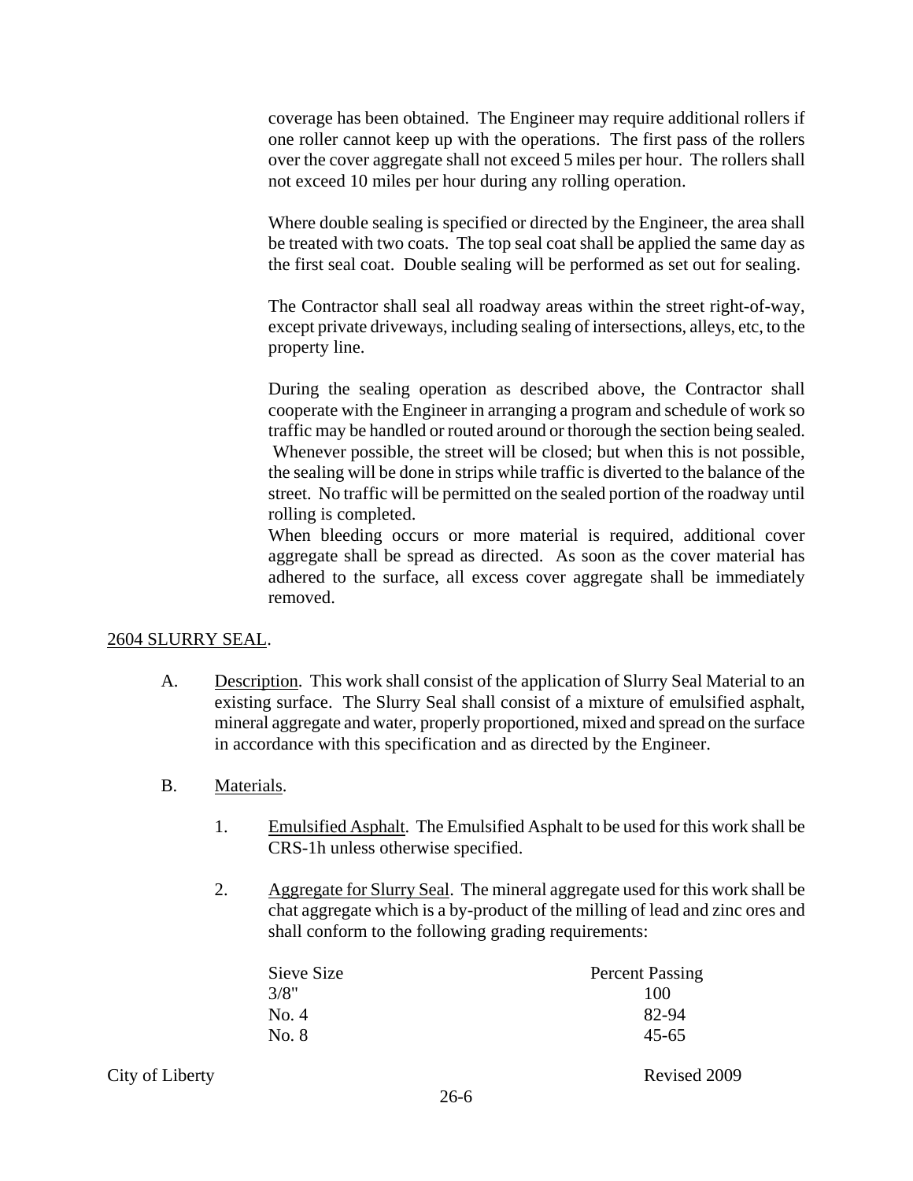coverage has been obtained. The Engineer may require additional rollers if one roller cannot keep up with the operations. The first pass of the rollers over the cover aggregate shall not exceed 5 miles per hour. The rollers shall not exceed 10 miles per hour during any rolling operation.

Where double sealing is specified or directed by the Engineer, the area shall be treated with two coats. The top seal coat shall be applied the same day as the first seal coat. Double sealing will be performed as set out for sealing.

The Contractor shall seal all roadway areas within the street right-of-way, except private driveways, including sealing of intersections, alleys, etc, to the property line.

During the sealing operation as described above, the Contractor shall cooperate with the Engineer in arranging a program and schedule of work so traffic may be handled or routed around or thorough the section being sealed. Whenever possible, the street will be closed; but when this is not possible, the sealing will be done in strips while traffic is diverted to the balance of the street. No traffic will be permitted on the sealed portion of the roadway until rolling is completed.

When bleeding occurs or more material is required, additional cover aggregate shall be spread as directed. As soon as the cover material has adhered to the surface, all excess cover aggregate shall be immediately removed.

2604 SLURRY SEAL.

A. Description. This work shall consist of the application of Slurry Seal Material to an existing surface. The Slurry Seal shall consist of a mixture of emulsified asphalt, mineral aggregate and water, properly proportioned, mixed and spread on the surface in accordance with this specification and as directed by the Engineer.

B. Materials.

1. Emulsified Asphalt. The Emulsified Asphalt to be used for this work shall be CRS-1h unless otherwise specified.

2. Aggregate for Slurry Seal. The mineral aggregate used for this work shall be chat aggregate which is a by-product of the milling of lead and zinc ores and shall conform to the following grading requirements:

| Sieve Size | Percent Passing |
|---|---|
| 3/8" | 100 |
| No. 4 | 82-94 |
| No. 8 | 45-65 |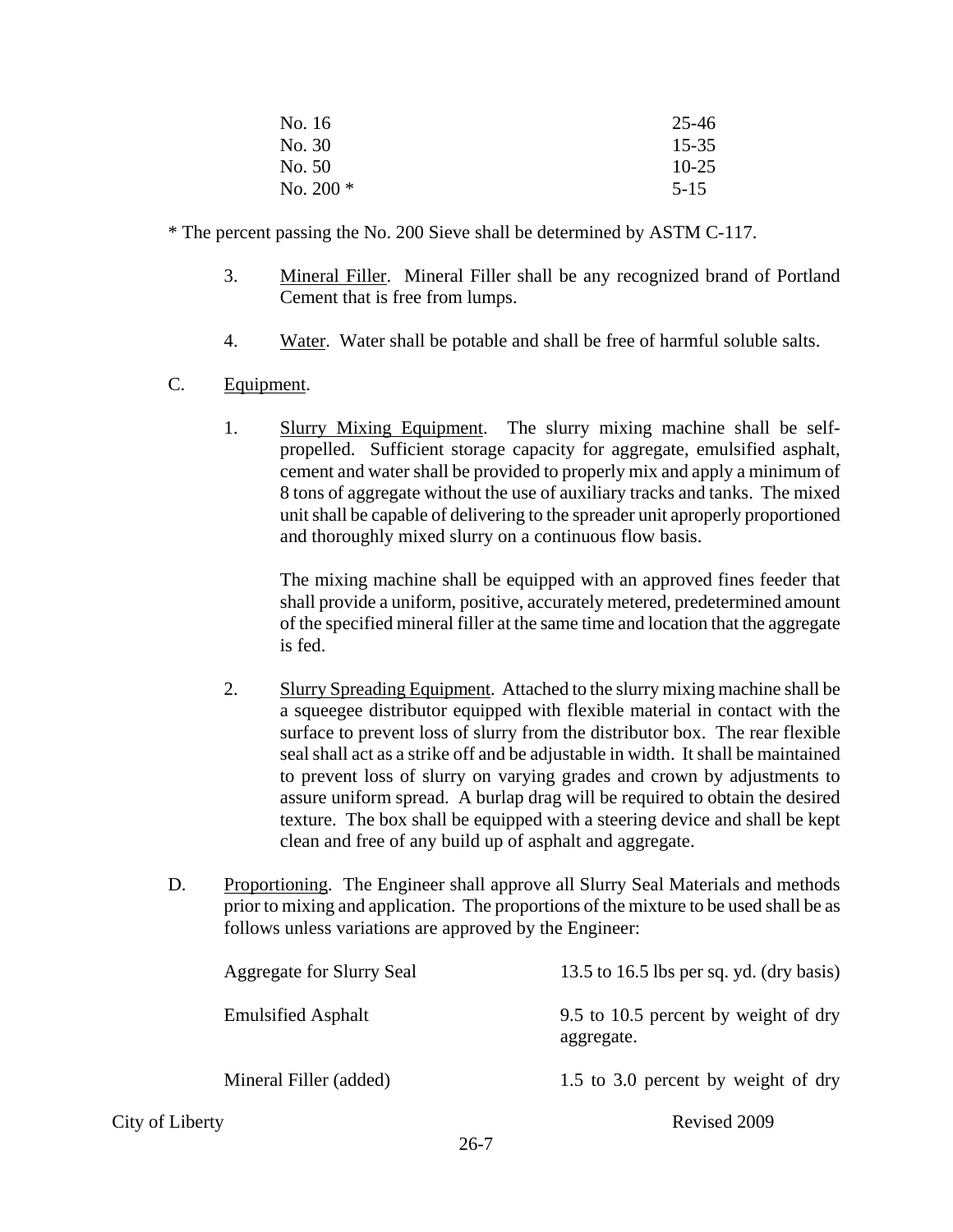| | |
|---|---|
| No. 16 | 25-46 |
| No. 30 | 15-35 |
| No. 50 | 10-25 |
| No. 200 * | 5-15 |

* The percent passing the No. 200 Sieve shall be determined by ASTM C-117.

3. Mineral Filler. Mineral Filler shall be any recognized brand of Portland Cement that is free from lumps.

4. Water. Water shall be potable and shall be free of harmful soluble salts.

C. Equipment.

1. Slurry Mixing Equipment. The slurry mixing machine shall be self-propelled. Sufficient storage capacity for aggregate, emulsified asphalt, cement and water shall be provided to properly mix and apply a minimum of 8 tons of aggregate without the use of auxiliary tracks and tanks. The mixed unit shall be capable of delivering to the spreader unit aproperly proportioned and thoroughly mixed slurry on a continuous flow basis.

   The mixing machine shall be equipped with an approved fines feeder that shall provide a uniform, positive, accurately metered, predetermined amount of the specified mineral filler at the same time and location that the aggregate is fed.

2. Slurry Spreading Equipment. Attached to the slurry mixing machine shall be a squeegee distributor equipped with flexible material in contact with the surface to prevent loss of slurry from the distributor box. The rear flexible seal shall act as a strike off and be adjustable in width. It shall be maintained to prevent loss of slurry on varying grades and crown by adjustments to assure uniform spread. A burlap drag will be required to obtain the desired texture. The box shall be equipped with a steering device and shall be kept clean and free of any build up of asphalt and aggregate.

D. Proportioning. The Engineer shall approve all Slurry Seal Materials and methods prior to mixing and application. The proportions of the mixture to be used shall be as follows unless variations are approved by the Engineer:

| | |
|---|---|
| Aggregate for Slurry Seal | 13.5 to 16.5 lbs per sq. yd. (dry basis) |
| Emulsified Asphalt | 9.5 to 10.5 percent by weight of dry aggregate. |
| Mineral Filler (added) | 1.5 to 3.0 percent by weight of dry |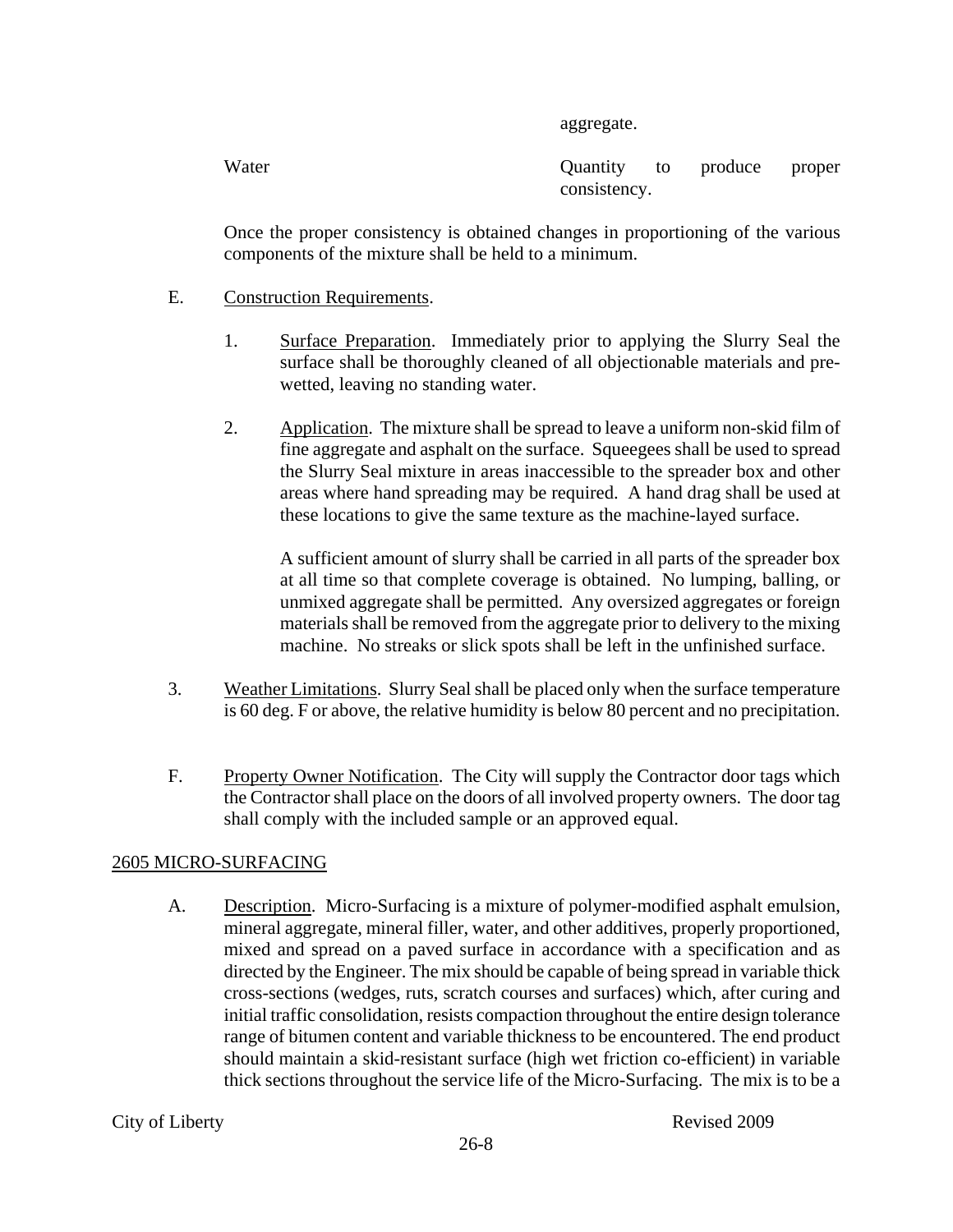| | aggregate. |
|---|---|
| Water | Quantity to produce proper consistency. |

Once the proper consistency is obtained changes in proportioning of the various components of the mixture shall be held to a minimum.

E. Construction Requirements.

1. Surface Preparation. Immediately prior to applying the Slurry Seal the surface shall be thoroughly cleaned of all objectionable materials and pre-wetted, leaving no standing water.

2. Application. The mixture shall be spread to leave a uniform non-skid film of fine aggregate and asphalt on the surface. Squeegees shall be used to spread the Slurry Seal mixture in areas inaccessible to the spreader box and other areas where hand spreading may be required. A hand drag shall be used at these locations to give the same texture as the machine-layed surface.

   A sufficient amount of slurry shall be carried in all parts of the spreader box at all time so that complete coverage is obtained. No lumping, balling, or unmixed aggregate shall be permitted. Any oversized aggregates or foreign materials shall be removed from the aggregate prior to delivery to the mixing machine. No streaks or slick spots shall be left in the unfinished surface.

3. Weather Limitations. Slurry Seal shall be placed only when the surface temperature is 60 deg. F or above, the relative humidity is below 80 percent and no precipitation.

F. Property Owner Notification. The City will supply the Contractor door tags which the Contractor shall place on the doors of all involved property owners. The door tag shall comply with the included sample or an approved equal.

## 2605 MICRO-SURFACING

A. Description. Micro-Surfacing is a mixture of polymer-modified asphalt emulsion, mineral aggregate, mineral filler, water, and other additives, properly proportioned, mixed and spread on a paved surface in accordance with a specification and as directed by the Engineer. The mix should be capable of being spread in variable thick cross-sections (wedges, ruts, scratch courses and surfaces) which, after curing and initial traffic consolidation, resists compaction throughout the entire design tolerance range of bitumen content and variable thickness to be encountered. The end product should maintain a skid-resistant surface (high wet friction co-efficient) in variable thick sections throughout the service life of the Micro-Surfacing. The mix is to be a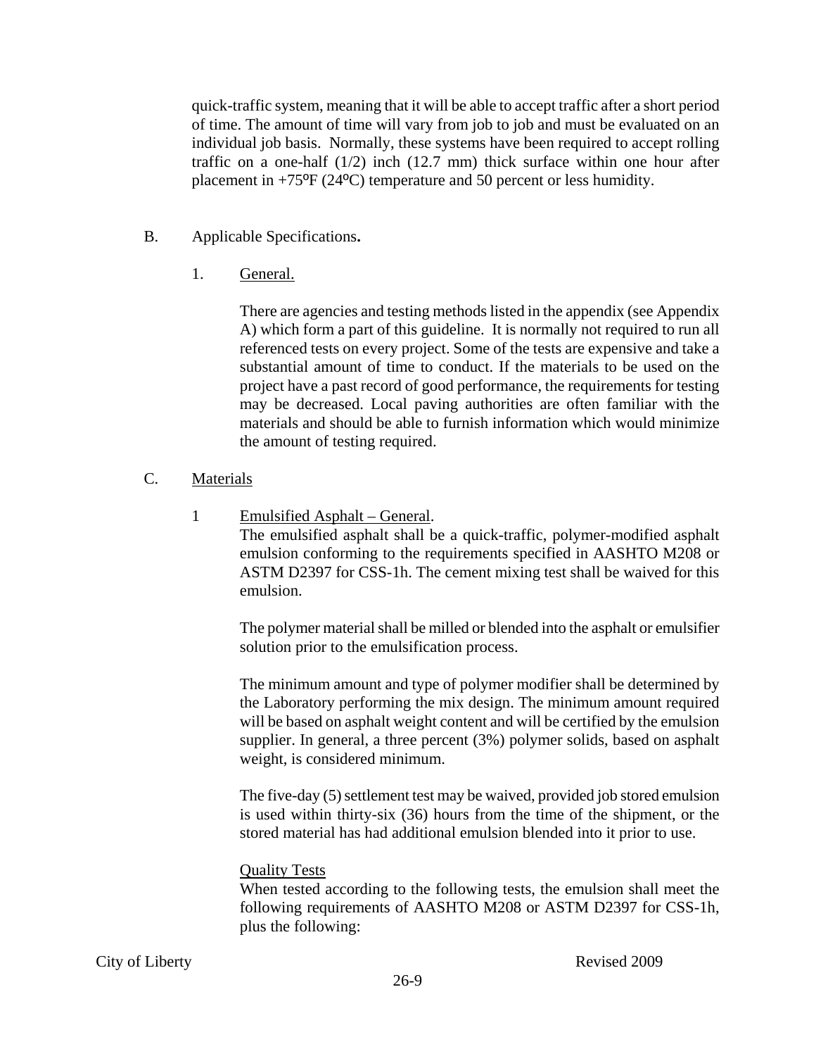quick-traffic system, meaning that it will be able to accept traffic after a short period of time. The amount of time will vary from job to job and must be evaluated on an individual job basis. Normally, these systems have been required to accept rolling traffic on a one-half (1/2) inch (12.7 mm) thick surface within one hour after placement in +75ºF (24ºC) temperature and 50 percent or less humidity.

B. Applicable Specifications**.**

1. General.

There are agencies and testing methods listed in the appendix (see Appendix A) which form a part of this guideline. It is normally not required to run all referenced tests on every project. Some of the tests are expensive and take a substantial amount of time to conduct. If the materials to be used on the project have a past record of good performance, the requirements for testing may be decreased. Local paving authorities are often familiar with the materials and should be able to furnish information which would minimize the amount of testing required.

C. Materials

1 Emulsified Asphalt – General.
The emulsified asphalt shall be a quick-traffic, polymer-modified asphalt emulsion conforming to the requirements specified in AASHTO M208 or ASTM D2397 for CSS-1h. The cement mixing test shall be waived for this emulsion.

The polymer material shall be milled or blended into the asphalt or emulsifier solution prior to the emulsification process.

The minimum amount and type of polymer modifier shall be determined by the Laboratory performing the mix design. The minimum amount required will be based on asphalt weight content and will be certified by the emulsion supplier. In general, a three percent (3%) polymer solids, based on asphalt weight, is considered minimum.

The five-day (5) settlement test may be waived, provided job stored emulsion is used within thirty-six (36) hours from the time of the shipment, or the stored material has had additional emulsion blended into it prior to use.

Quality Tests
When tested according to the following tests, the emulsion shall meet the following requirements of AASHTO M208 or ASTM D2397 for CSS-1h, plus the following: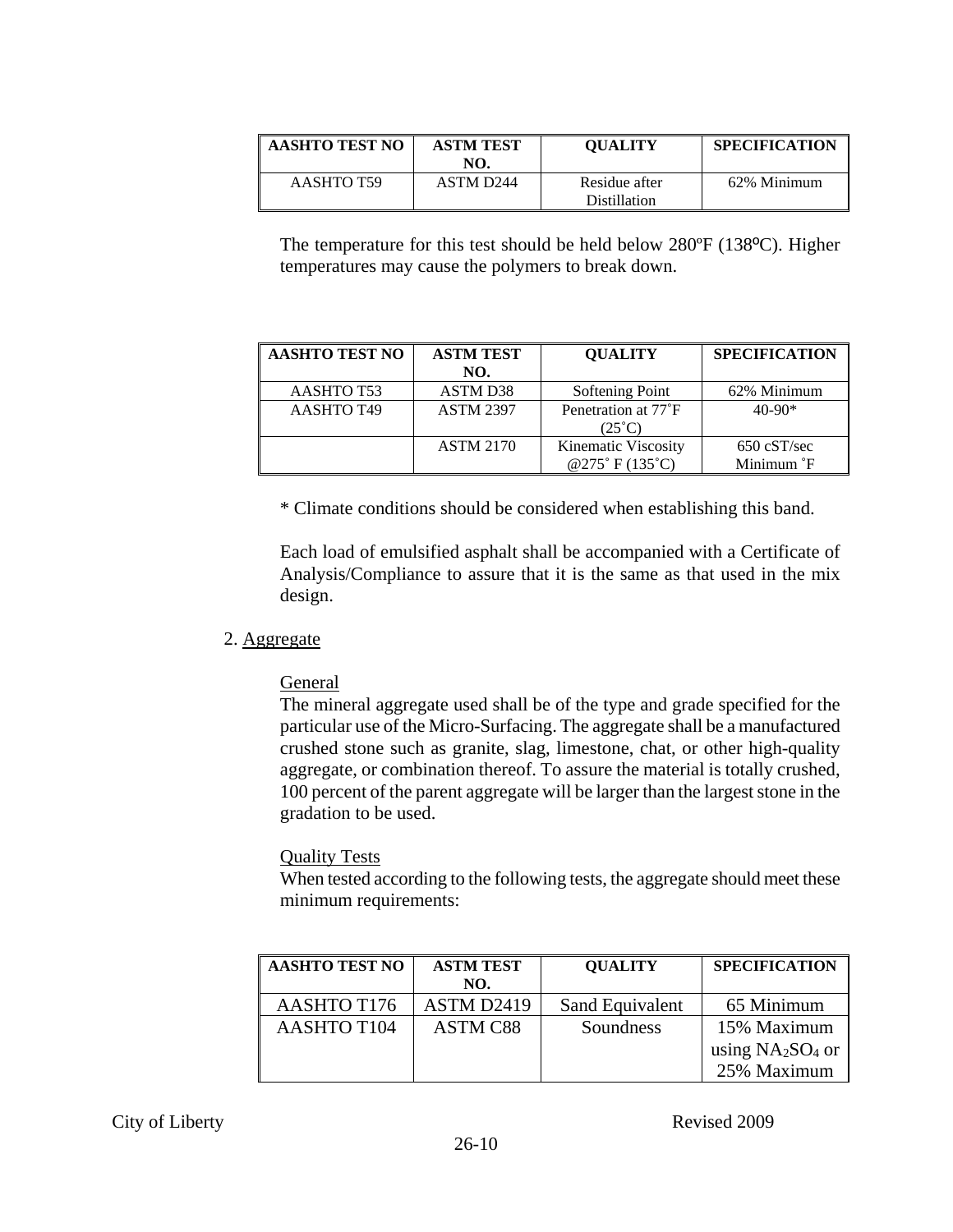| AASHTO TEST NO | ASTM TEST NO. | QUALITY | SPECIFICATION |
|---|---|---|---|
| AASHTO T59 | ASTM D244 | Residue after Distillation | 62% Minimum |

The temperature for this test should be held below 280ºF (138ºC). Higher temperatures may cause the polymers to break down.

| AASHTO TEST NO | ASTM TEST NO. | QUALITY | SPECIFICATION |
|---|---|---|---|
| AASHTO T53 | ASTM D38 | Softening Point | 62% Minimum |
| AASHTO T49 | ASTM 2397 | Penetration at 77˚F (25˚C) | 40-90* |
| | ASTM 2170 | Kinematic Viscosity @275˚ F (135˚C) | 650 cST/sec Minimum ˚F |

* Climate conditions should be considered when establishing this band.

Each load of emulsified asphalt shall be accompanied with a Certificate of Analysis/Compliance to assure that it is the same as that used in the mix design.

2. Aggregate

General

The mineral aggregate used shall be of the type and grade specified for the particular use of the Micro-Surfacing. The aggregate shall be a manufactured crushed stone such as granite, slag, limestone, chat, or other high-quality aggregate, or combination thereof. To assure the material is totally crushed, 100 percent of the parent aggregate will be larger than the largest stone in the gradation to be used.

Quality Tests

When tested according to the following tests, the aggregate should meet these minimum requirements:

| AASHTO TEST NO | ASTM TEST NO. | QUALITY | SPECIFICATION |
|---|---|---|---|
| AASHTO T176 | ASTM D2419 | Sand Equivalent | 65 Minimum |
| AASHTO T104 | ASTM C88 | Soundness | 15% Maximum using $NA_2SO_4$ or 25% Maximum |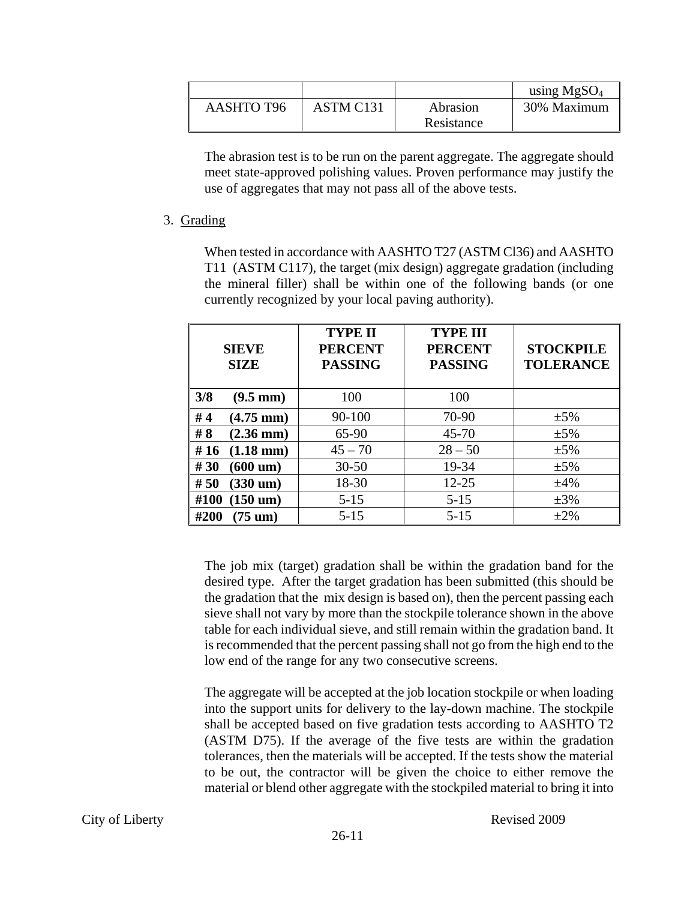| | | | using $MgSO_4$ |
|---|---|---|---|
| AASHTO T96 | ASTM C131 | Abrasion Resistance | 30% Maximum |

The abrasion test is to be run on the parent aggregate. The aggregate should meet state-approved polishing values. Proven performance may justify the use of aggregates that may not pass all of the above tests.

3. Grading

When tested in accordance with AASHTO T27 (ASTM Cl36) and AASHTO T11 (ASTM C117), the target (mix design) aggregate gradation (including the mineral filler) shall be within one of the following bands (or one currently recognized by your local paving authority).

| SIEVE SIZE | TYPE II PERCENT PASSING | TYPE III PERCENT PASSING | STOCKPILE TOLERANCE |
|---|---|---|---|
| **3/8 (9.5 mm)** | 100 | 100 | |
| **# 4 (4.75 mm)** | 90-100 | 70-90 | ±5% |
| **# 8 (2.36 mm)** | 65-90 | 45-70 | ±5% |
| **# 16 (1.18 mm)** | 45 – 70 | 28 – 50 | ±5% |
| **# 30 (600 um)** | 30-50 | 19-34 | ±5% |
| **# 50 (330 um)** | 18-30 | 12-25 | ±4% |
| **#100 (150 um)** | 5-15 | 5-15 | ±3% |
| **#200 (75 um)** | 5-15 | 5-15 | ±2% |

The job mix (target) gradation shall be within the gradation band for the desired type. After the target gradation has been submitted (this should be the gradation that the mix design is based on), then the percent passing each sieve shall not vary by more than the stockpile tolerance shown in the above table for each individual sieve, and still remain within the gradation band. It is recommended that the percent passing shall not go from the high end to the low end of the range for any two consecutive screens.

The aggregate will be accepted at the job location stockpile or when loading into the support units for delivery to the lay-down machine. The stockpile shall be accepted based on five gradation tests according to AASHTO T2 (ASTM D75). If the average of the five tests are within the gradation tolerances, then the materials will be accepted. If the tests show the material to be out, the contractor will be given the choice to either remove the material or blend other aggregate with the stockpiled material to bring it into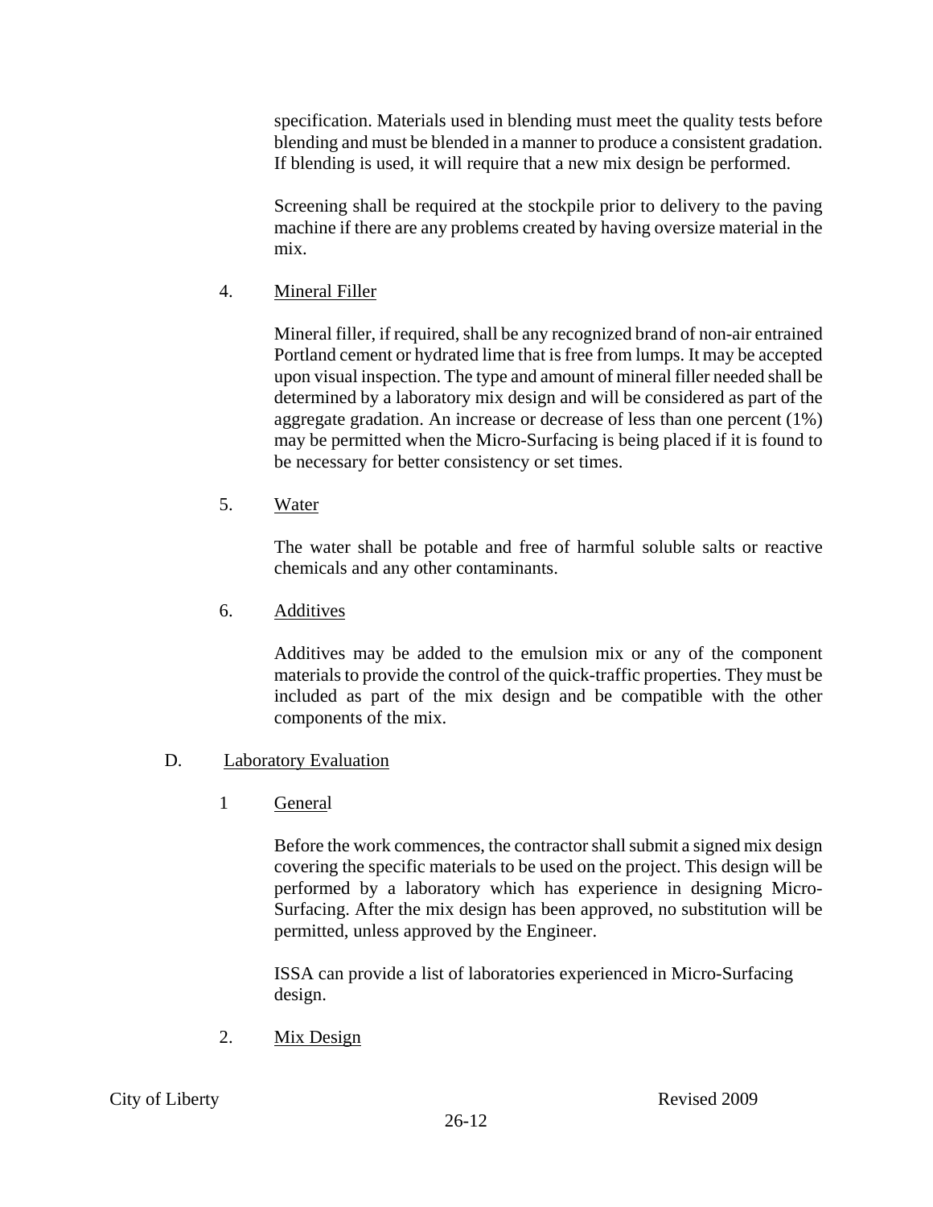specification. Materials used in blending must meet the quality tests before blending and must be blended in a manner to produce a consistent gradation. If blending is used, it will require that a new mix design be performed.

Screening shall be required at the stockpile prior to delivery to the paving machine if there are any problems created by having oversize material in the mix.

4. Mineral Filler

Mineral filler, if required, shall be any recognized brand of non-air entrained Portland cement or hydrated lime that is free from lumps. It may be accepted upon visual inspection. The type and amount of mineral filler needed shall be determined by a laboratory mix design and will be considered as part of the aggregate gradation. An increase or decrease of less than one percent (1%) may be permitted when the Micro-Surfacing is being placed if it is found to be necessary for better consistency or set times.

5. Water

The water shall be potable and free of harmful soluble salts or reactive chemicals and any other contaminants.

6. Additives

Additives may be added to the emulsion mix or any of the component materials to provide the control of the quick-traffic properties. They must be included as part of the mix design and be compatible with the other components of the mix.

D. Laboratory Evaluation

1 General

Before the work commences, the contractor shall submit a signed mix design covering the specific materials to be used on the project. This design will be performed by a laboratory which has experience in designing Micro-Surfacing. After the mix design has been approved, no substitution will be permitted, unless approved by the Engineer.

ISSA can provide a list of laboratories experienced in Micro-Surfacing design.

2. Mix Design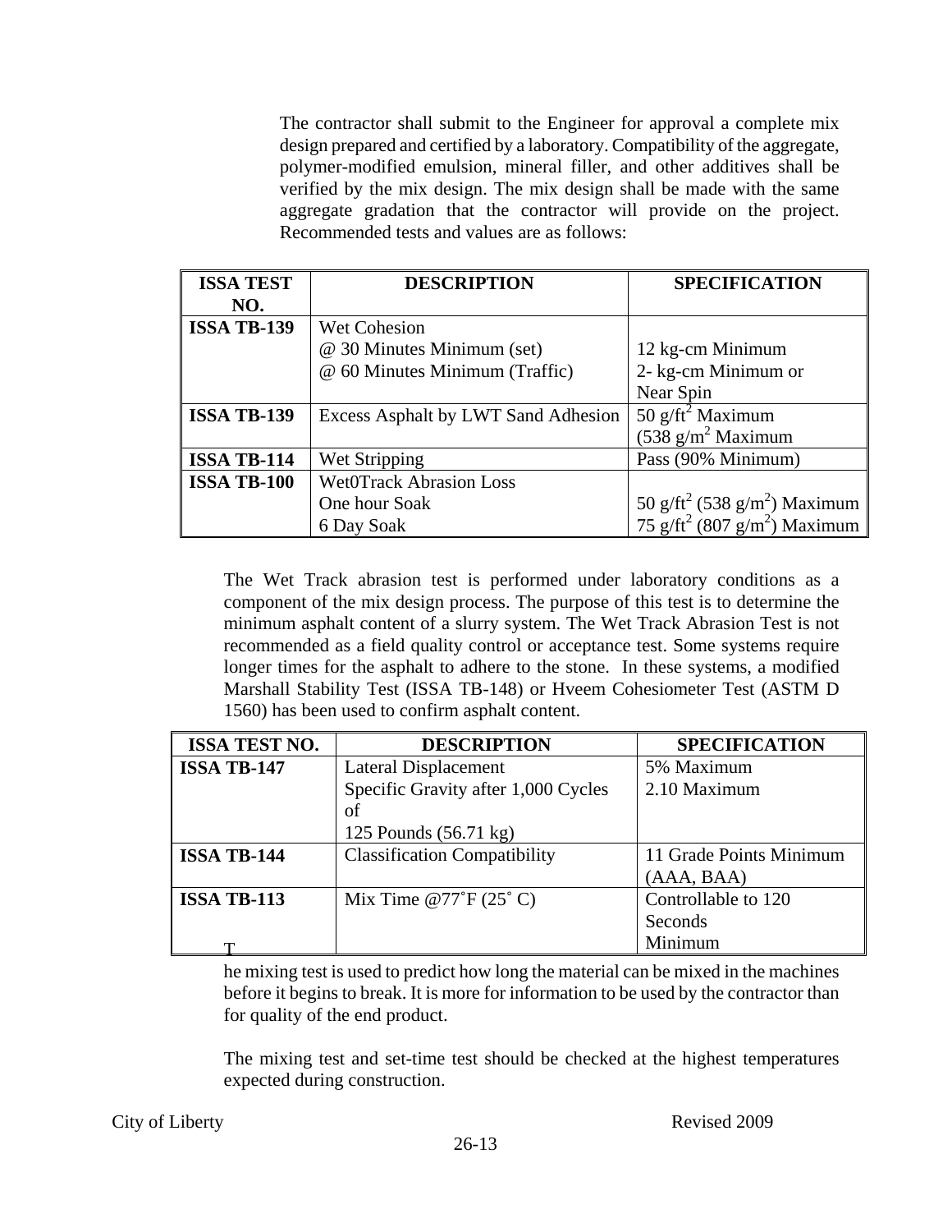The contractor shall submit to the Engineer for approval a complete mix design prepared and certified by a laboratory. Compatibility of the aggregate, polymer-modified emulsion, mineral filler, and other additives shall be verified by the mix design. The mix design shall be made with the same aggregate gradation that the contractor will provide on the project. Recommended tests and values are as follows:

| ISSA TEST NO. | DESCRIPTION | SPECIFICATION |
|---|---|---|
| ISSA TB-139 | Wet Cohesion<br>@ 30 Minutes Minimum (set)<br>@ 60 Minutes Minimum (Traffic) | <br>12 kg-cm Minimum<br>2- kg-cm Minimum or<br>Near Spin |
| ISSA TB-139 | Excess Asphalt by LWT Sand Adhesion | 50 $g/ft^2$ Maximum<br>(538 $g/m^2$ Maximum |
| ISSA TB-114 | Wet Stripping | Pass (90% Minimum) |
| ISSA TB-100 | Wet0Track Abrasion Loss<br>One hour Soak<br>6 Day Soak | <br>50 $g/ft^2$ (538 $g/m^2$) Maximum<br>75 $g/ft^2$ (807 $g/m^2$) Maximum |

The Wet Track abrasion test is performed under laboratory conditions as a component of the mix design process. The purpose of this test is to determine the minimum asphalt content of a slurry system. The Wet Track Abrasion Test is not recommended as a field quality control or acceptance test. Some systems require longer times for the asphalt to adhere to the stone. In these systems, a modified Marshall Stability Test (ISSA TB-148) or Hveem Cohesiometer Test (ASTM D 1560) has been used to confirm asphalt content.

| ISSA TEST NO. | DESCRIPTION | SPECIFICATION |
|---|---|---|
| ISSA TB-147 | Lateral Displacement<br>Specific Gravity after 1,000 Cycles of<br>125 Pounds (56.71 kg) | 5% Maximum<br>2.10 Maximum |
| ISSA TB-144 | Classification Compatibility | 11 Grade Points Minimum (AAA, BAA) |
| ISSA TB-113 | Mix Time @77˚F (25˚ C) | Controllable to 120 Seconds Minimum |

The mixing test is used to predict how long the material can be mixed in the machines before it begins to break. It is more for information to be used by the contractor than for quality of the end product.

The mixing test and set-time test should be checked at the highest temperatures expected during construction.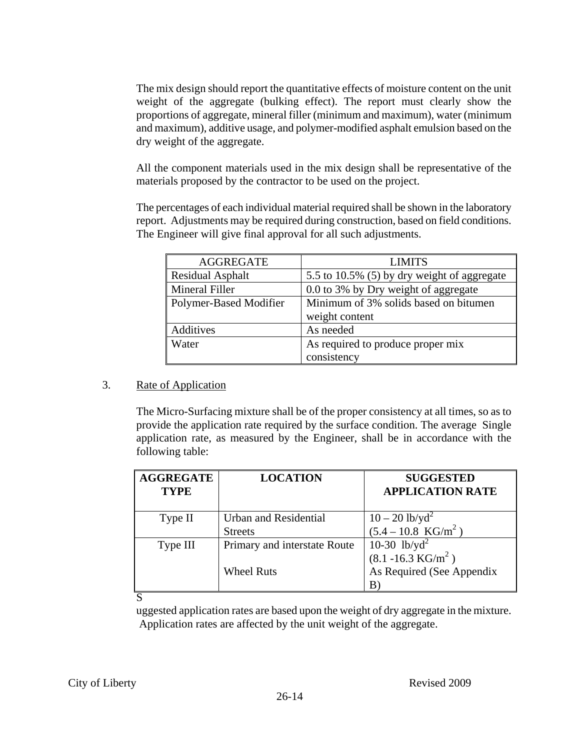The mix design should report the quantitative effects of moisture content on the unit weight of the aggregate (bulking effect). The report must clearly show the proportions of aggregate, mineral filler (minimum and maximum), water (minimum and maximum), additive usage, and polymer-modified asphalt emulsion based on the dry weight of the aggregate.

All the component materials used in the mix design shall be representative of the materials proposed by the contractor to be used on the project.

The percentages of each individual material required shall be shown in the laboratory report. Adjustments may be required during construction, based on field conditions. The Engineer will give final approval for all such adjustments.

| AGGREGATE | LIMITS |
|---|---|
| Residual Asphalt | 5.5 to 10.5% (5) by dry weight of aggregate |
| Mineral Filler | 0.0 to 3% by Dry weight of aggregate |
| Polymer-Based Modifier | Minimum of 3% solids based on bitumen weight content |
| Additives | As needed |
| Water | As required to produce proper mix consistency |

3. Rate of Application

The Micro-Surfacing mixture shall be of the proper consistency at all times, so as to provide the application rate required by the surface condition. The average Single application rate, as measured by the Engineer, shall be in accordance with the following table:

| **AGGREGATE TYPE** | **LOCATION** | **SUGGESTED APPLICATION RATE** |
|---|---|---|
| Type II | Urban and Residential Streets | $10 – 20$ lb/yd$^2$ ($5.4 – 10.8$ KG/m$^2$ ) |
| Type III | Primary and interstate Route | 10-30 lb/yd$^2$ (8.1 -16.3 KG/m$^2$ ) |
| | Wheel Ruts | As Required (See Appendix B) |

Suggested application rates are based upon the weight of dry aggregate in the mixture. Application rates are affected by the unit weight of the aggregate.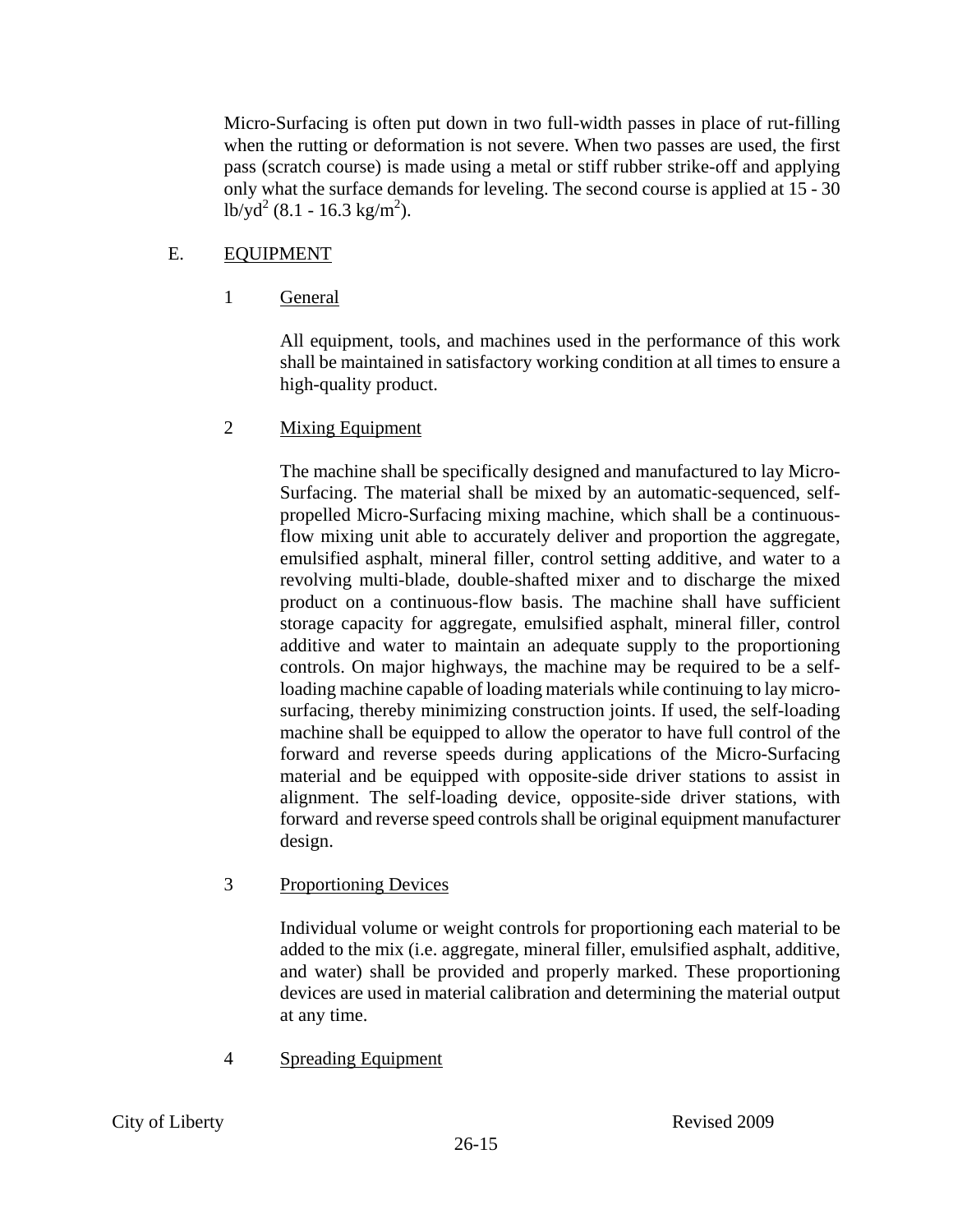Micro-Surfacing is often put down in two full-width passes in place of rut-filling when the rutting or deformation is not severe. When two passes are used, the first pass (scratch course) is made using a metal or stiff rubber strike-off and applying only what the surface demands for leveling. The second course is applied at 15 - 30 $lb/yd^2$ (8.1 - 16.3 $kg/m^2$).

## E. EQUIPMENT

### 1 General

All equipment, tools, and machines used in the performance of this work shall be maintained in satisfactory working condition at all times to ensure a high-quality product.

### 2 Mixing Equipment

The machine shall be specifically designed and manufactured to lay Micro-Surfacing. The material shall be mixed by an automatic-sequenced, self-propelled Micro-Surfacing mixing machine, which shall be a continuous-flow mixing unit able to accurately deliver and proportion the aggregate, emulsified asphalt, mineral filler, control setting additive, and water to a revolving multi-blade, double-shafted mixer and to discharge the mixed product on a continuous-flow basis. The machine shall have sufficient storage capacity for aggregate, emulsified asphalt, mineral filler, control additive and water to maintain an adequate supply to the proportioning controls. On major highways, the machine may be required to be a self-loading machine capable of loading materials while continuing to lay micro-surfacing, thereby minimizing construction joints. If used, the self-loading machine shall be equipped to allow the operator to have full control of the forward and reverse speeds during applications of the Micro-Surfacing material and be equipped with opposite-side driver stations to assist in alignment. The self-loading device, opposite-side driver stations, with forward and reverse speed controls shall be original equipment manufacturer design.

### 3 Proportioning Devices

Individual volume or weight controls for proportioning each material to be added to the mix (i.e. aggregate, mineral filler, emulsified asphalt, additive, and water) shall be provided and properly marked. These proportioning devices are used in material calibration and determining the material output at any time.

### 4 Spreading Equipment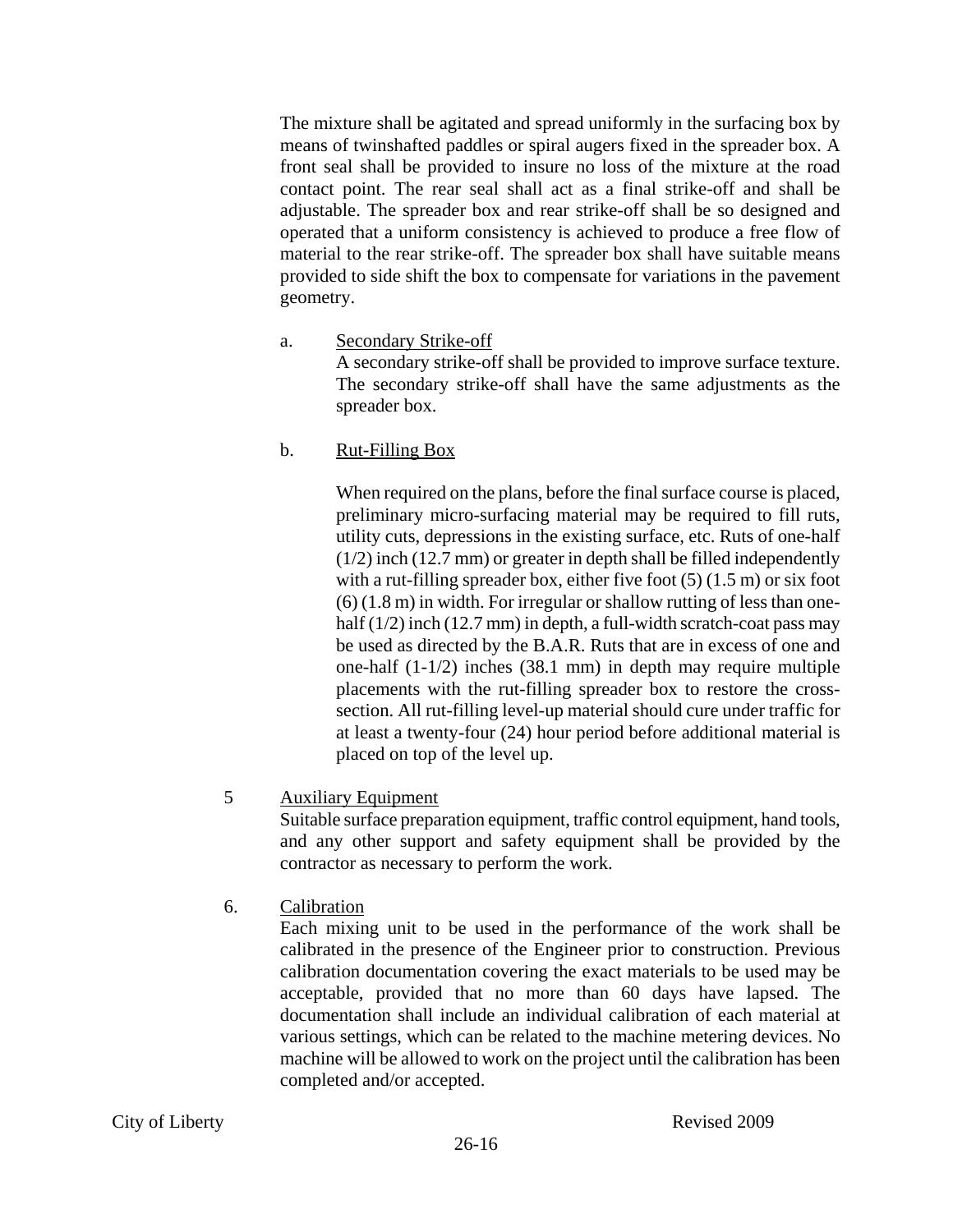The mixture shall be agitated and spread uniformly in the surfacing box by means of twinshafted paddles or spiral augers fixed in the spreader box. A front seal shall be provided to insure no loss of the mixture at the road contact point. The rear seal shall act as a final strike-off and shall be adjustable. The spreader box and rear strike-off shall be so designed and operated that a uniform consistency is achieved to produce a free flow of material to the rear strike-off. The spreader box shall have suitable means provided to side shift the box to compensate for variations in the pavement geometry.

a. Secondary Strike-off

A secondary strike-off shall be provided to improve surface texture. The secondary strike-off shall have the same adjustments as the spreader box.

b. Rut-Filling Box

When required on the plans, before the final surface course is placed, preliminary micro-surfacing material may be required to fill ruts, utility cuts, depressions in the existing surface, etc. Ruts of one-half (1/2) inch (12.7 mm) or greater in depth shall be filled independently with a rut-filling spreader box, either five foot (5) (1.5 m) or six foot (6) (1.8 m) in width. For irregular or shallow rutting of less than one-half (1/2) inch (12.7 mm) in depth, a full-width scratch-coat pass may be used as directed by the B.A.R. Ruts that are in excess of one and one-half (1-1/2) inches (38.1 mm) in depth may require multiple placements with the rut-filling spreader box to restore the cross-section. All rut-filling level-up material should cure under traffic for at least a twenty-four (24) hour period before additional material is placed on top of the level up.

5 Auxiliary Equipment

Suitable surface preparation equipment, traffic control equipment, hand tools, and any other support and safety equipment shall be provided by the contractor as necessary to perform the work.

6. Calibration

Each mixing unit to be used in the performance of the work shall be calibrated in the presence of the Engineer prior to construction. Previous calibration documentation covering the exact materials to be used may be acceptable, provided that no more than 60 days have lapsed. The documentation shall include an individual calibration of each material at various settings, which can be related to the machine metering devices. No machine will be allowed to work on the project until the calibration has been completed and/or accepted.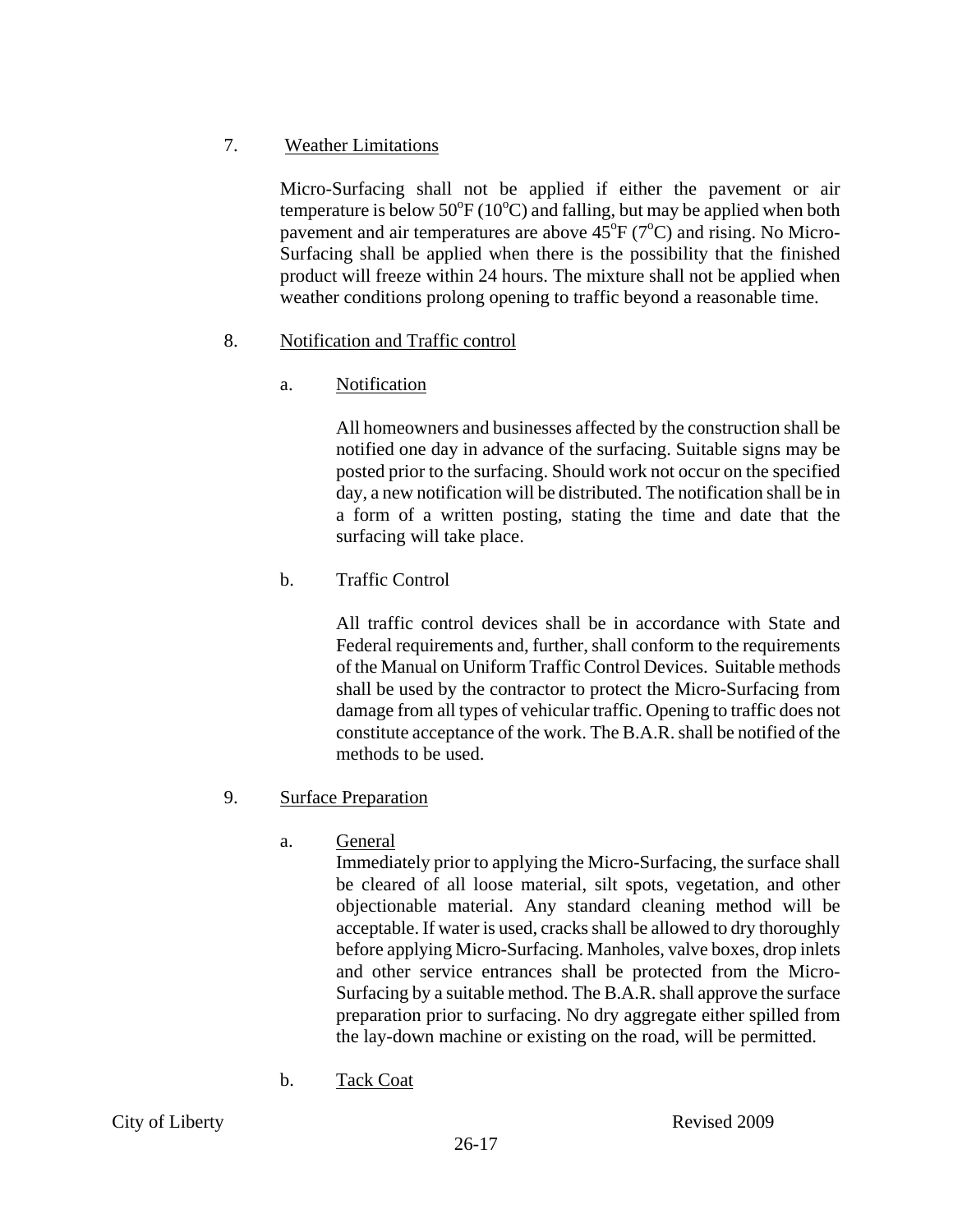7. Weather Limitations

Micro-Surfacing shall not be applied if either the pavement or air temperature is below 50°F (10°C) and falling, but may be applied when both pavement and air temperatures are above 45°F (7°C) and rising. No Micro-Surfacing shall be applied when there is the possibility that the finished product will freeze within 24 hours. The mixture shall not be applied when weather conditions prolong opening to traffic beyond a reasonable time.

8. Notification and Traffic control

a. Notification

All homeowners and businesses affected by the construction shall be notified one day in advance of the surfacing. Suitable signs may be posted prior to the surfacing. Should work not occur on the specified day, a new notification will be distributed. The notification shall be in a form of a written posting, stating the time and date that the surfacing will take place.

b. Traffic Control

All traffic control devices shall be in accordance with State and Federal requirements and, further, shall conform to the requirements of the Manual on Uniform Traffic Control Devices. Suitable methods shall be used by the contractor to protect the Micro-Surfacing from damage from all types of vehicular traffic. Opening to traffic does not constitute acceptance of the work. The B.A.R. shall be notified of the methods to be used.

9. Surface Preparation

a. General

Immediately prior to applying the Micro-Surfacing, the surface shall be cleared of all loose material, silt spots, vegetation, and other objectionable material. Any standard cleaning method will be acceptable. If water is used, cracks shall be allowed to dry thoroughly before applying Micro-Surfacing. Manholes, valve boxes, drop inlets and other service entrances shall be protected from the Micro-Surfacing by a suitable method. The B.A.R. shall approve the surface preparation prior to surfacing. No dry aggregate either spilled from the lay-down machine or existing on the road, will be permitted.

b. Tack Coat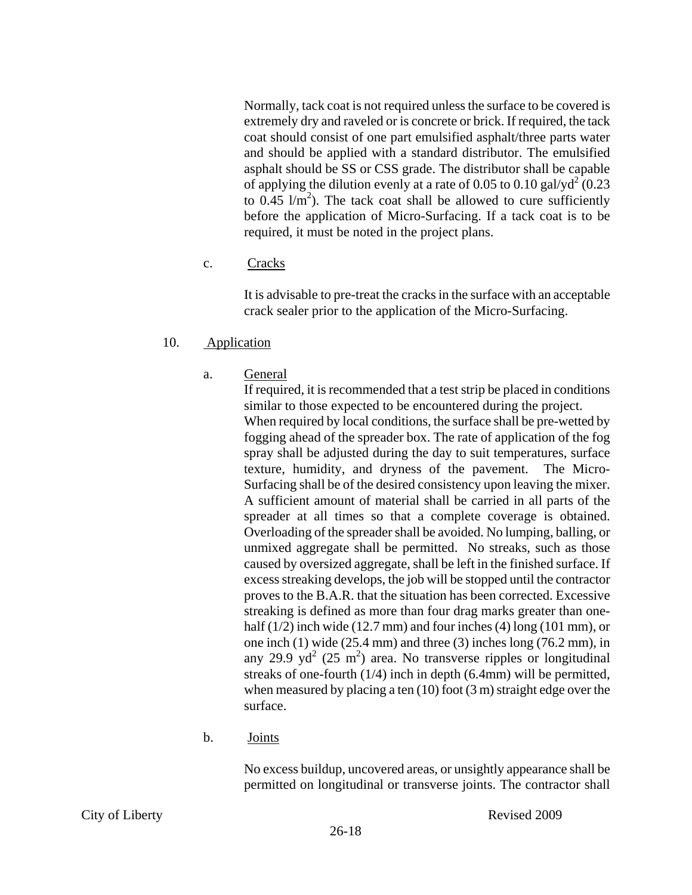Normally, tack coat is not required unless the surface to be covered is extremely dry and raveled or is concrete or brick. If required, the tack coat should consist of one part emulsified asphalt/three parts water and should be applied with a standard distributor. The emulsified asphalt should be SS or CSS grade. The distributor shall be capable of applying the dilution evenly at a rate of 0.05 to 0.10 gal/yd$^2$ (0.23 to 0.45 l/m$^2$). The tack coat shall be allowed to cure sufficiently before the application of Micro-Surfacing. If a tack coat is to be required, it must be noted in the project plans.

c. Cracks

It is advisable to pre-treat the cracks in the surface with an acceptable crack sealer prior to the application of the Micro-Surfacing.

10. Application

a. General

If required, it is recommended that a test strip be placed in conditions similar to those expected to be encountered during the project. When required by local conditions, the surface shall be pre-wetted by fogging ahead of the spreader box. The rate of application of the fog spray shall be adjusted during the day to suit temperatures, surface texture, humidity, and dryness of the pavement. The Micro-Surfacing shall be of the desired consistency upon leaving the mixer. A sufficient amount of material shall be carried in all parts of the spreader at all times so that a complete coverage is obtained. Overloading of the spreader shall be avoided. No lumping, balling, or unmixed aggregate shall be permitted. No streaks, such as those caused by oversized aggregate, shall be left in the finished surface. If excess streaking develops, the job will be stopped until the contractor proves to the B.A.R. that the situation has been corrected. Excessive streaking is defined as more than four drag marks greater than one-half (1/2) inch wide (12.7 mm) and four inches (4) long (101 mm), or one inch (1) wide (25.4 mm) and three (3) inches long (76.2 mm), in any 29.9 yd$^2$ (25 m$^2$) area. No transverse ripples or longitudinal streaks of one-fourth (1/4) inch in depth (6.4mm) will be permitted, when measured by placing a ten (10) foot (3 m) straight edge over the surface.

b. Joints

No excess buildup, uncovered areas, or unsightly appearance shall be permitted on longitudinal or transverse joints. The contractor shall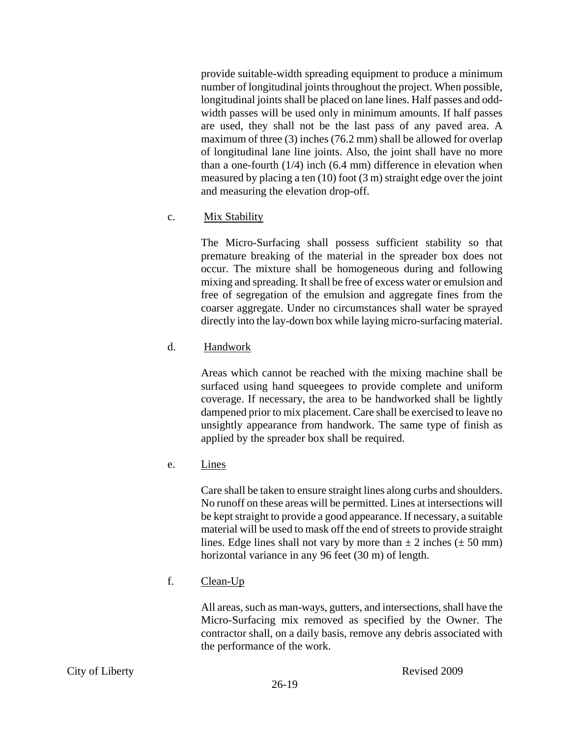provide suitable-width spreading equipment to produce a minimum number of longitudinal joints throughout the project. When possible, longitudinal joints shall be placed on lane lines. Half passes and odd-width passes will be used only in minimum amounts. If half passes are used, they shall not be the last pass of any paved area. A maximum of three (3) inches (76.2 mm) shall be allowed for overlap of longitudinal lane line joints. Also, the joint shall have no more than a one-fourth (1/4) inch (6.4 mm) difference in elevation when measured by placing a ten (10) foot (3 m) straight edge over the joint and measuring the elevation drop-off.

c. Mix Stability

The Micro-Surfacing shall possess sufficient stability so that premature breaking of the material in the spreader box does not occur. The mixture shall be homogeneous during and following mixing and spreading. It shall be free of excess water or emulsion and free of segregation of the emulsion and aggregate fines from the coarser aggregate. Under no circumstances shall water be sprayed directly into the lay-down box while laying micro-surfacing material.

d. Handwork

Areas which cannot be reached with the mixing machine shall be surfaced using hand squeegees to provide complete and uniform coverage. If necessary, the area to be handworked shall be lightly dampened prior to mix placement. Care shall be exercised to leave no unsightly appearance from handwork. The same type of finish as applied by the spreader box shall be required.

e. Lines

Care shall be taken to ensure straight lines along curbs and shoulders. No runoff on these areas will be permitted. Lines at intersections will be kept straight to provide a good appearance. If necessary, a suitable material will be used to mask off the end of streets to provide straight lines. Edge lines shall not vary by more than $\pm$ 2 inches ($\pm$ 50 mm) horizontal variance in any 96 feet (30 m) of length.

f. Clean-Up

All areas, such as man-ways, gutters, and intersections, shall have the Micro-Surfacing mix removed as specified by the Owner. The contractor shall, on a daily basis, remove any debris associated with the performance of the work.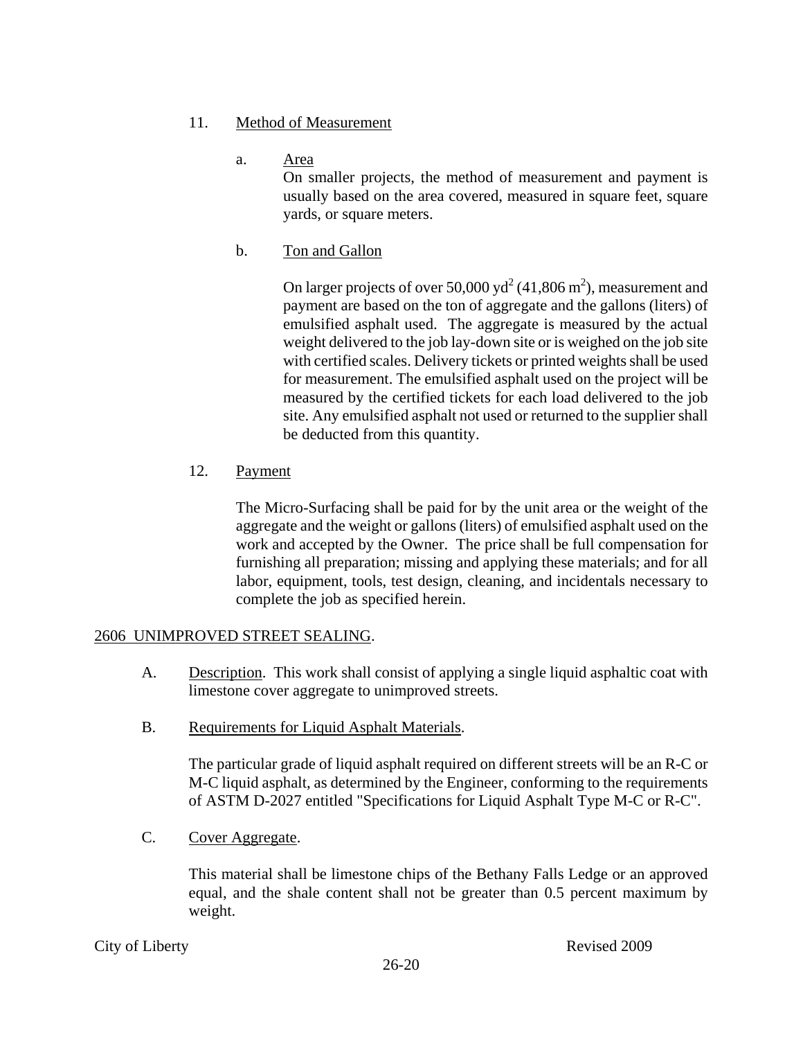11. Method of Measurement

    a. Area

       On smaller projects, the method of measurement and payment is usually based on the area covered, measured in square feet, square yards, or square meters.

    b. Ton and Gallon

       On larger projects of over 50,000 $yd^2$ (41,806 $m^2$), measurement and payment are based on the ton of aggregate and the gallons (liters) of emulsified asphalt used. The aggregate is measured by the actual weight delivered to the job lay-down site or is weighed on the job site with certified scales. Delivery tickets or printed weights shall be used for measurement. The emulsified asphalt used on the project will be measured by the certified tickets for each load delivered to the job site. Any emulsified asphalt not used or returned to the supplier shall be deducted from this quantity.

12. Payment

    The Micro-Surfacing shall be paid for by the unit area or the weight of the aggregate and the weight or gallons (liters) of emulsified asphalt used on the work and accepted by the Owner. The price shall be full compensation for furnishing all preparation; missing and applying these materials; and for all labor, equipment, tools, test design, cleaning, and incidentals necessary to complete the job as specified herein.

## 2606 UNIMPROVED STREET SEALING.

A. Description. This work shall consist of applying a single liquid asphaltic coat with limestone cover aggregate to unimproved streets.

B. Requirements for Liquid Asphalt Materials.

   The particular grade of liquid asphalt required on different streets will be an R-C or M-C liquid asphalt, as determined by the Engineer, conforming to the requirements of ASTM D-2027 entitled "Specifications for Liquid Asphalt Type M-C or R-C".

C. Cover Aggregate.

   This material shall be limestone chips of the Bethany Falls Ledge or an approved equal, and the shale content shall not be greater than 0.5 percent maximum by weight.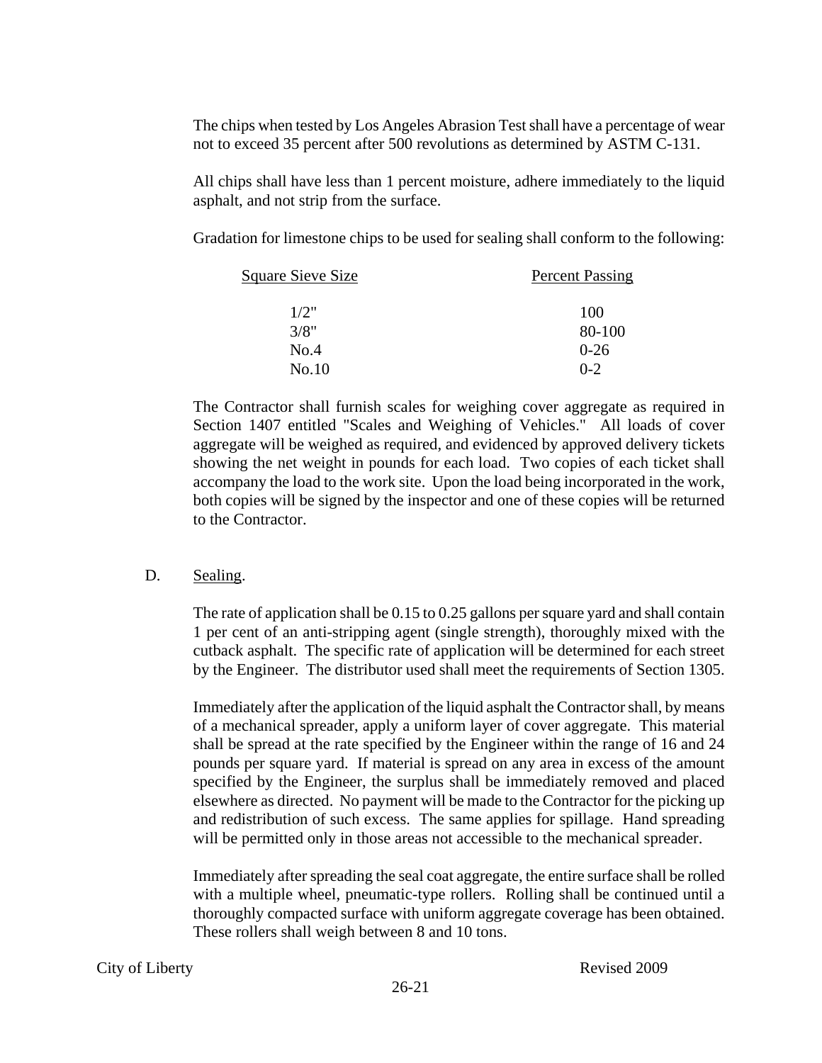The chips when tested by Los Angeles Abrasion Test shall have a percentage of wear not to exceed 35 percent after 500 revolutions as determined by ASTM C-131.

All chips shall have less than 1 percent moisture, adhere immediately to the liquid asphalt, and not strip from the surface.

Gradation for limestone chips to be used for sealing shall conform to the following:

| Square Sieve Size | Percent Passing |
|---|---|
| 1/2" | 100 |
| 3/8" | 80-100 |
| No.4 | 0-26 |
| No.10 | 0-2 |

The Contractor shall furnish scales for weighing cover aggregate as required in Section 1407 entitled "Scales and Weighing of Vehicles." All loads of cover aggregate will be weighed as required, and evidenced by approved delivery tickets showing the net weight in pounds for each load. Two copies of each ticket shall accompany the load to the work site. Upon the load being incorporated in the work, both copies will be signed by the inspector and one of these copies will be returned to the Contractor.

D. Sealing.

The rate of application shall be 0.15 to 0.25 gallons per square yard and shall contain 1 per cent of an anti-stripping agent (single strength), thoroughly mixed with the cutback asphalt. The specific rate of application will be determined for each street by the Engineer. The distributor used shall meet the requirements of Section 1305.

Immediately after the application of the liquid asphalt the Contractor shall, by means of a mechanical spreader, apply a uniform layer of cover aggregate. This material shall be spread at the rate specified by the Engineer within the range of 16 and 24 pounds per square yard. If material is spread on any area in excess of the amount specified by the Engineer, the surplus shall be immediately removed and placed elsewhere as directed. No payment will be made to the Contractor for the picking up and redistribution of such excess. The same applies for spillage. Hand spreading will be permitted only in those areas not accessible to the mechanical spreader.

Immediately after spreading the seal coat aggregate, the entire surface shall be rolled with a multiple wheel, pneumatic-type rollers. Rolling shall be continued until a thoroughly compacted surface with uniform aggregate coverage has been obtained. These rollers shall weigh between 8 and 10 tons.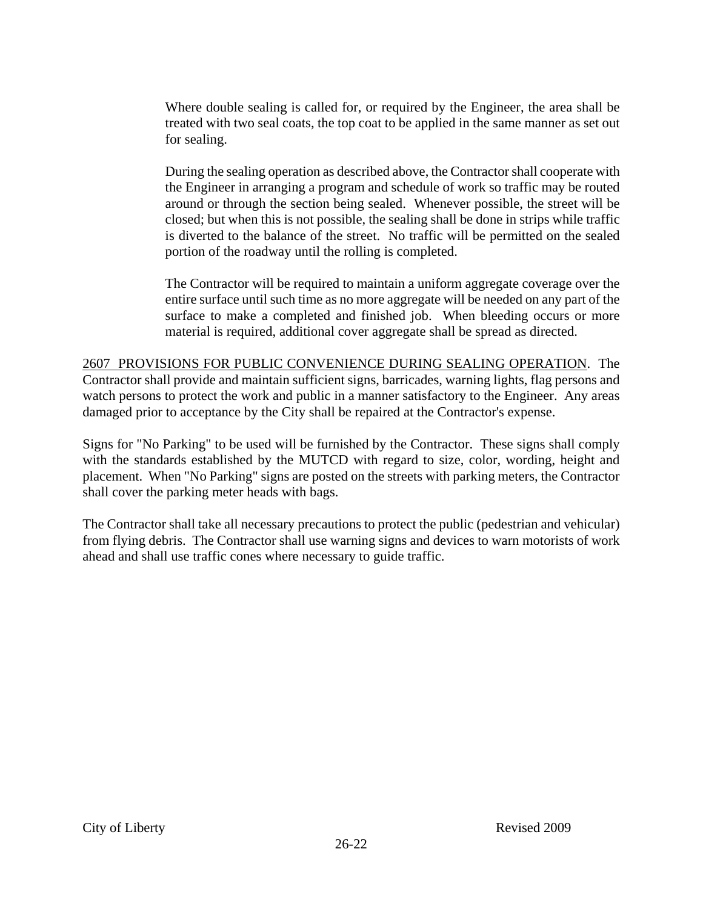Where double sealing is called for, or required by the Engineer, the area shall be treated with two seal coats, the top coat to be applied in the same manner as set out for sealing.

During the sealing operation as described above, the Contractor shall cooperate with the Engineer in arranging a program and schedule of work so traffic may be routed around or through the section being sealed. Whenever possible, the street will be closed; but when this is not possible, the sealing shall be done in strips while traffic is diverted to the balance of the street. No traffic will be permitted on the sealed portion of the roadway until the rolling is completed.

The Contractor will be required to maintain a uniform aggregate coverage over the entire surface until such time as no more aggregate will be needed on any part of the surface to make a completed and finished job. When bleeding occurs or more material is required, additional cover aggregate shall be spread as directed.

<u>2607 PROVISIONS FOR PUBLIC CONVENIENCE DURING SEALING OPERATION</u>. The Contractor shall provide and maintain sufficient signs, barricades, warning lights, flag persons and watch persons to protect the work and public in a manner satisfactory to the Engineer. Any areas damaged prior to acceptance by the City shall be repaired at the Contractor's expense.

Signs for "No Parking" to be used will be furnished by the Contractor. These signs shall comply with the standards established by the MUTCD with regard to size, color, wording, height and placement. When "No Parking" signs are posted on the streets with parking meters, the Contractor shall cover the parking meter heads with bags.

The Contractor shall take all necessary precautions to protect the public (pedestrian and vehicular) from flying debris. The Contractor shall use warning signs and devices to warn motorists of work ahead and shall use traffic cones where necessary to guide traffic.